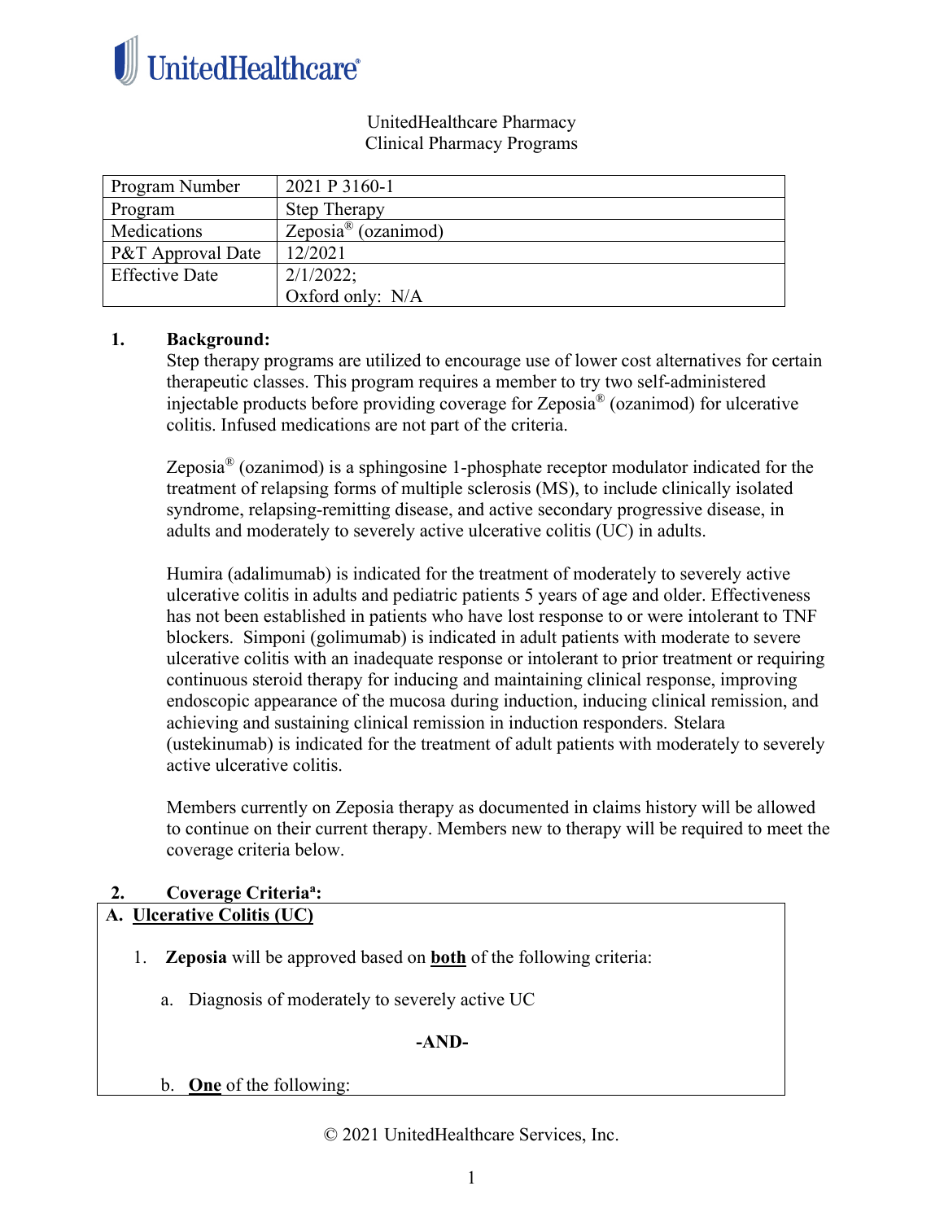UnitedHealthcare

UnitedHealthcare Pharmacy
Clinical Pharmacy Programs

| Program Number | 2021 P 3160-1 |
|---|---|
| Program | Step Therapy |
| Medications | Zeposia® (ozanimod) |
| P&T Approval Date | 12/2021 |
| Effective Date | 2/1/2022; Oxford only: N/A |

## 1. Background:

Step therapy programs are utilized to encourage use of lower cost alternatives for certain therapeutic classes. This program requires a member to try two self-administered injectable products before providing coverage for Zeposia® (ozanimod) for ulcerative colitis. Infused medications are not part of the criteria.

Zeposia® (ozanimod) is a sphingosine 1-phosphate receptor modulator indicated for the treatment of relapsing forms of multiple sclerosis (MS), to include clinically isolated syndrome, relapsing-remitting disease, and active secondary progressive disease, in adults and moderately to severely active ulcerative colitis (UC) in adults.

Humira (adalimumab) is indicated for the treatment of moderately to severely active ulcerative colitis in adults and pediatric patients 5 years of age and older. Effectiveness has not been established in patients who have lost response to or were intolerant to TNF blockers. Simponi (golimumab) is indicated in adult patients with moderate to severe ulcerative colitis with an inadequate response or intolerant to prior treatment or requiring continuous steroid therapy for inducing and maintaining clinical response, improving endoscopic appearance of the mucosa during induction, inducing clinical remission, and achieving and sustaining clinical remission in induction responders. Stelara (ustekinumab) is indicated for the treatment of adult patients with moderately to severely active ulcerative colitis.

Members currently on Zeposia therapy as documented in claims history will be allowed to continue on their current therapy. Members new to therapy will be required to meet the coverage criteria below.

## 2. Coverage Criteria[a]:

**A. Ulcerative Colitis (UC)**

1. **Zeposia** will be approved based on **both** of the following criteria:

   a. Diagnosis of moderately to severely active UC

   **-AND-**

   b. **One** of the following:

© 2021 UnitedHealthcare Services, Inc.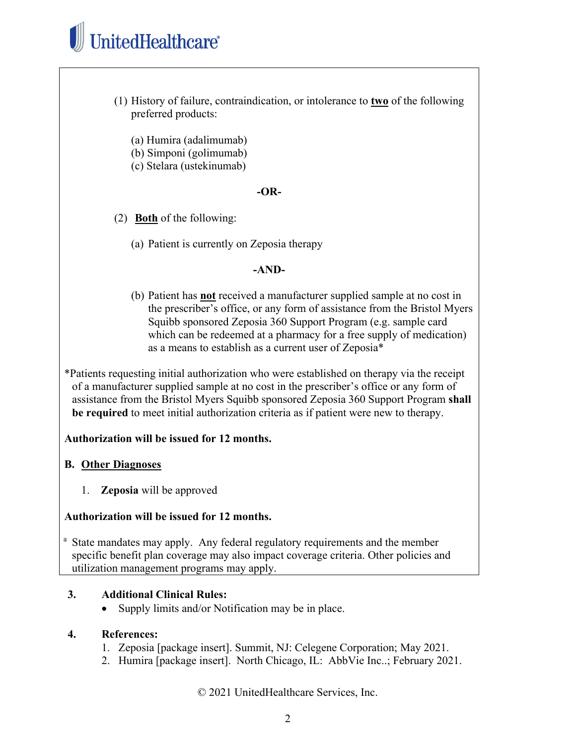(1) History of failure, contraindication, or intolerance to **<u>two</u>** of the following preferred products:

(a) Humira (adalimumab)
(b) Simponi (golimumab)
(c) Stelara (ustekinumab)

**-OR-**

(2) **<u>Both</u>** of the following:

(a) Patient is currently on Zeposia therapy

**-AND-**

(b) Patient has **<u>not</u>** received a manufacturer supplied sample at no cost in the prescriber's office, or any form of assistance from the Bristol Myers Squibb sponsored Zeposia 360 Support Program (e.g. sample card which can be redeemed at a pharmacy for a free supply of medication) as a means to establish as a current user of Zeposia*

*Patients requesting initial authorization who were established on therapy via the receipt of a manufacturer supplied sample at no cost in the prescriber's office or any form of assistance from the Bristol Myers Squibb sponsored Zeposia 360 Support Program **shall be required** to meet initial authorization criteria as if patient were new to therapy.

**Authorization will be issued for 12 months.**

**B. <u>Other Diagnoses</u>**

1. **Zeposia** will be approved

**Authorization will be issued for 12 months.**

[a] State mandates may apply. Any federal regulatory requirements and the member specific benefit plan coverage may also impact coverage criteria. Other policies and utilization management programs may apply.

**3. Additional Clinical Rules:**

- Supply limits and/or Notification may be in place.

**4. References:**

1. Zeposia [package insert]. Summit, NJ: Celegene Corporation; May 2021.
2. Humira [package insert]. North Chicago, IL: AbbVie Inc..; February 2021.

© 2021 UnitedHealthcare Services, Inc.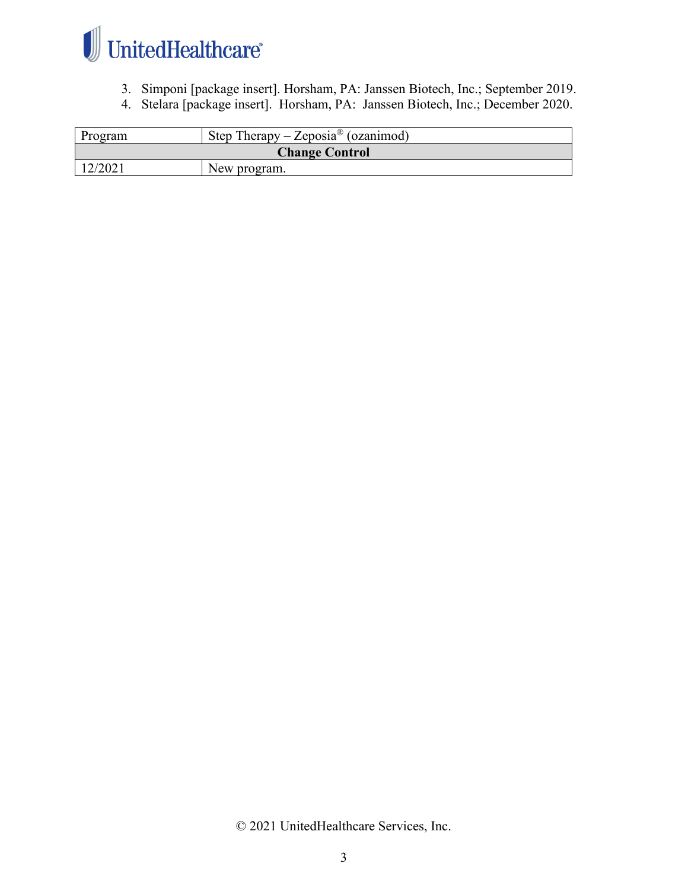3. Simponi [package insert]. Horsham, PA: Janssen Biotech, Inc.; September 2019.
4. Stelara [package insert]. Horsham, PA: Janssen Biotech, Inc.; December 2020.

| Program | Step Therapy – Zeposia® (ozanimod) |
| --- | --- |
| **Change Control** | |
| 12/2021 | New program. |

© 2021 UnitedHealthcare Services, Inc.